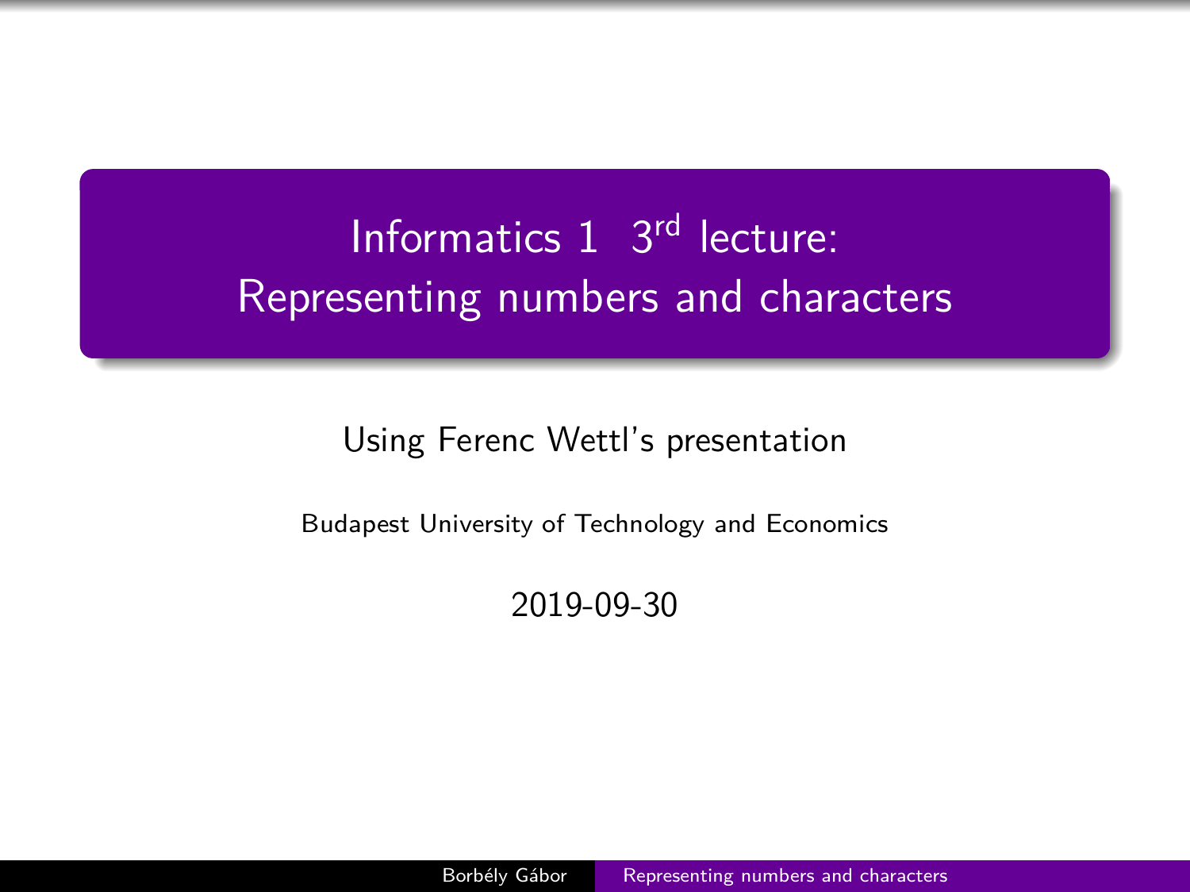# Informatics 1 3rd lecture: Representing numbers and characters

Using Ferenc Wettl's presentation

Budapest University of Technology and Economics

2019-09-30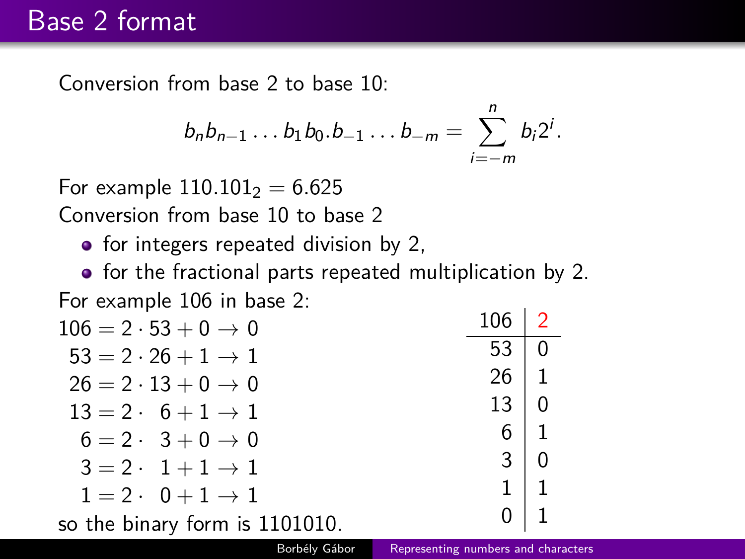# Base 2 format

Conversion from base 2 to base 10:

$$b_n b_{n-1} \dots b_1 b_0 . b_{-1} \dots b_{-m} = \sum_{i=-m}^{n} b_i 2^i.$$

For example $110.101_2 = 6.625$

Conversion from base 10 to base 2

- for integers repeated division by 2,
- for the fractional parts repeated multiplication by 2.

For example 106 in base 2:

$$
\begin{aligned}
106 &= 2 \cdot 53 + 0 \rightarrow 0 \\
53 &= 2 \cdot 26 + 1 \rightarrow 1 \\
26 &= 2 \cdot 13 + 0 \rightarrow 0 \\
13 &= 2 \cdot \ \ 6 + 1 \rightarrow 1 \\
6 &= 2 \cdot \ \ 3 + 0 \rightarrow 0 \\
3 &= 2 \cdot \ \ 1 + 1 \rightarrow 1 \\
1 &= 2 \cdot \ \ 0 + 1 \rightarrow 1
\end{aligned}
$$

so the binary form is 1101010.

| 106 | 2 |
|---|---|
| 53 | 0 |
| 26 | 1 |
| 13 | 0 |
| 6 | 1 |
| 3 | 0 |
| 1 | 1 |
| 0 | 1 |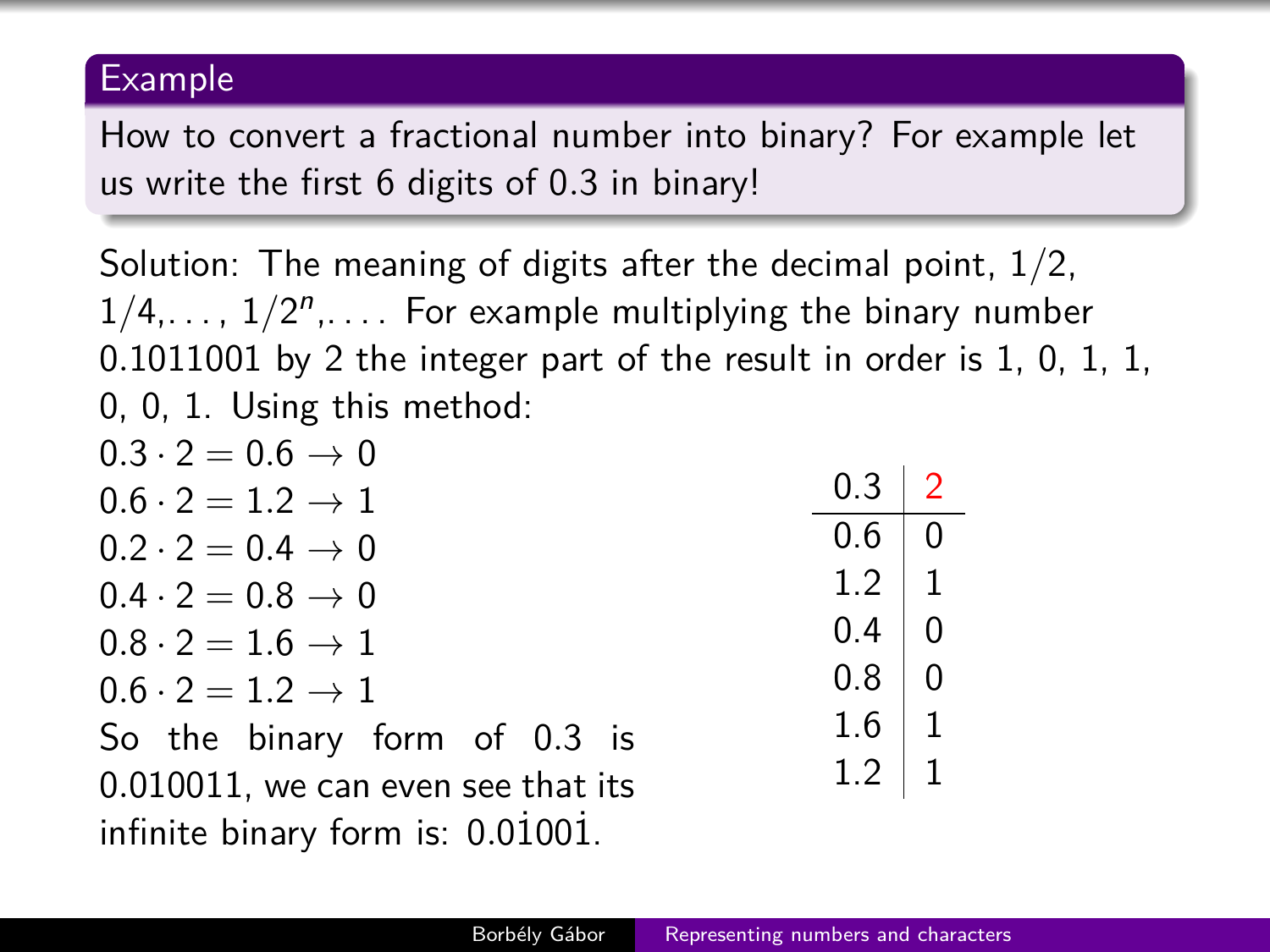### Example

How to convert a fractional number into binary? For example let us write the first 6 digits of 0.3 in binary!

Solution: The meaning of digits after the decimal point, $1/2$, $1/4, \ldots, 1/2^n, \ldots$. For example multiplying the binary number 0.1011001 by 2 the integer part of the result in order is 1, 0, 1, 1, 0, 0, 1. Using this method:

$0.3 \cdot 2 = 0.6 \to 0$
$0.6 \cdot 2 = 1.2 \to 1$
$0.2 \cdot 2 = 0.4 \to 0$
$0.4 \cdot 2 = 0.8 \to 0$
$0.8 \cdot 2 = 1.6 \to 1$
$0.6 \cdot 2 = 1.2 \to 1$

So the binary form of 0.3 is 0.010011, we can even see that its infinite binary form is: $0.0\dot{1}00\dot{1}$.

| 0.3 | 2 |
|---|---|
| 0.6 | 0 |
| 1.2 | 1 |
| 0.4 | 0 |
| 0.8 | 0 |
| 1.6 | 1 |
| 1.2 | 1 |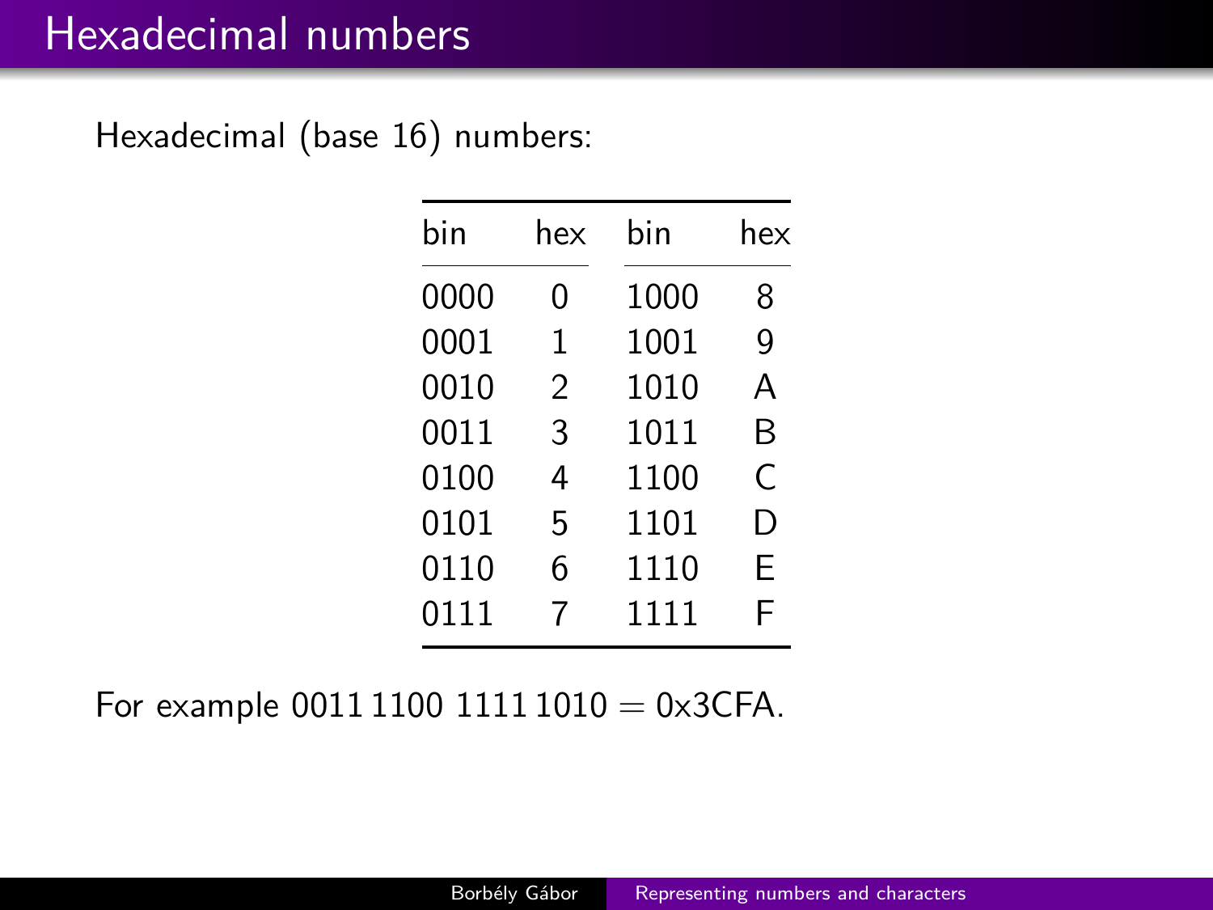# Hexadecimal numbers

Hexadecimal (base 16) numbers:

| bin | hex | bin | hex |
|---|---|---|---|
| 0000 | 0 | 1000 | 8 |
| 0001 | 1 | 1001 | 9 |
| 0010 | 2 | 1010 | A |
| 0011 | 3 | 1011 | B |
| 0100 | 4 | 1100 | C |
| 0101 | 5 | 1101 | D |
| 0110 | 6 | 1110 | E |
| 0111 | 7 | 1111 | F |

For example 0011 1100 1111 1010 = 0x3CFA.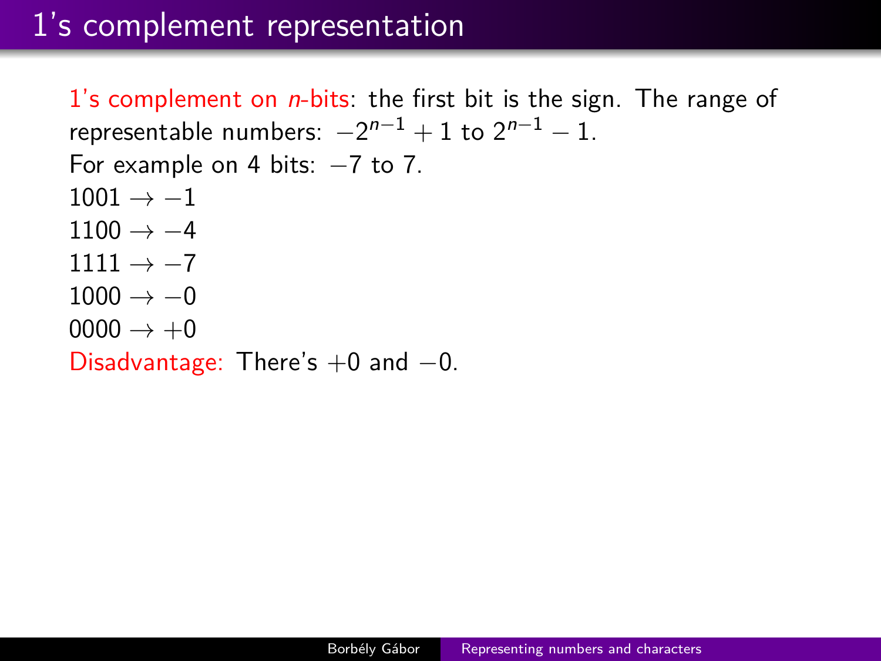# 1's complement representation

1's complement on $n$-bits: the first bit is the sign. The range of representable numbers: $-2^{n-1} + 1$ to $2^{n-1} - 1$.

For example on 4 bits: $-7$ to 7.

$1001 \rightarrow -1$

$1100 \rightarrow -4$

$1111 \rightarrow -7$

$1000 \rightarrow -0$

$0000 \rightarrow +0$

Disadvantage: There's $+0$ and $-0$.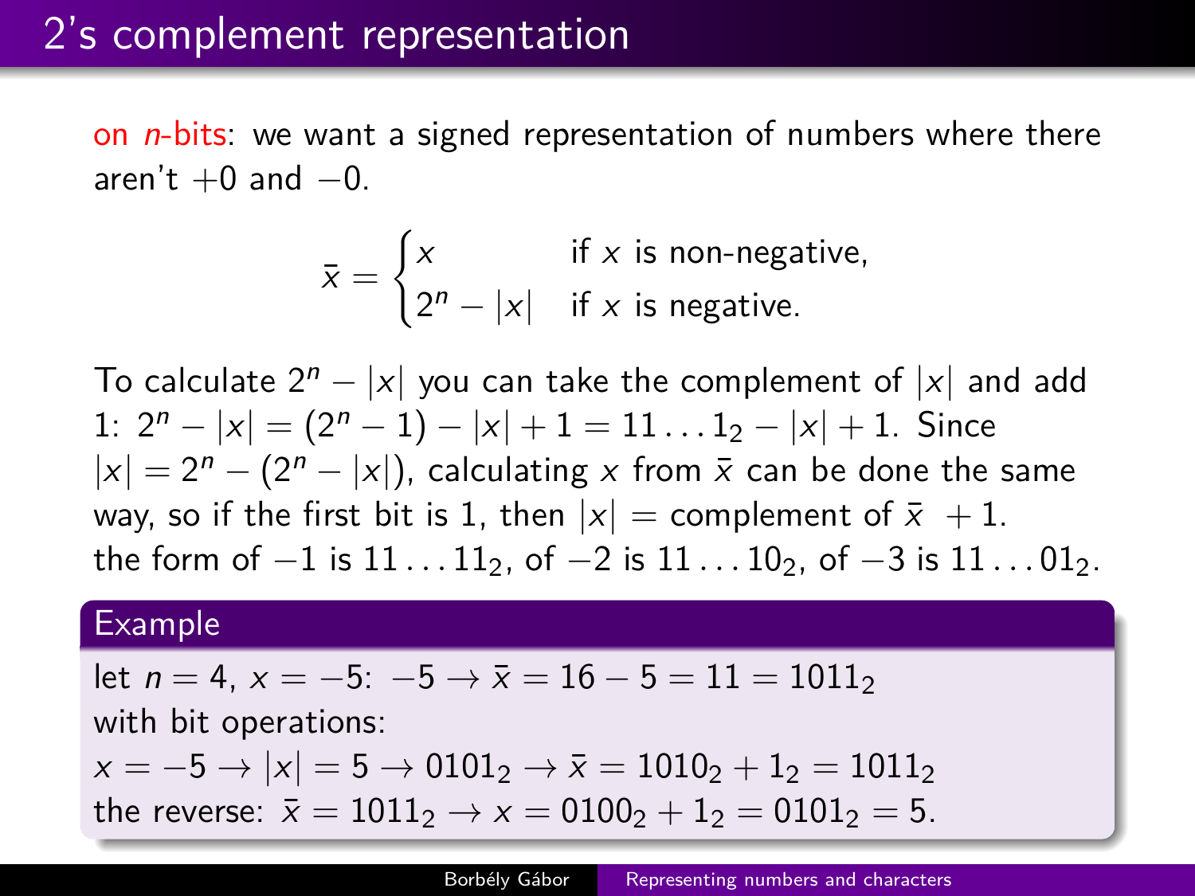# 2's complement representation

on *n*-bits: we want a signed representation of numbers where there aren't $+0$ and $-0$.

$$\bar{x} = \begin{cases} x & \text{if } x \text{ is non-negative,} \\ 2^n - |x| & \text{if } x \text{ is negative.} \end{cases}$$

To calculate $2^n - |x|$ you can take the complement of $|x|$ and add 1: $2^n - |x| = (2^n - 1) - |x| + 1 = 11\ldots1_2 - |x| + 1$. Since $|x| = 2^n - (2^n - |x|)$, calculating $x$ from $\bar{x}$ can be done the same way, so if the first bit is 1, then $|x|$ = complement of $\bar{x}$ $+1$.
the form of $-1$ is $11\ldots11_2$, of $-2$ is $11\ldots10_2$, of $-3$ is $11\ldots01_2$.

**Example**

let $n = 4$, $x = -5$: $-5 \rightarrow \bar{x} = 16 - 5 = 11 = 1011_2$
with bit operations:
$x = -5 \rightarrow |x| = 5 \rightarrow 0101_2 \rightarrow \bar{x} = 1010_2 + 1_2 = 1011_2$
the reverse: $\bar{x} = 1011_2 \rightarrow x = 0100_2 + 1_2 = 0101_2 = 5$.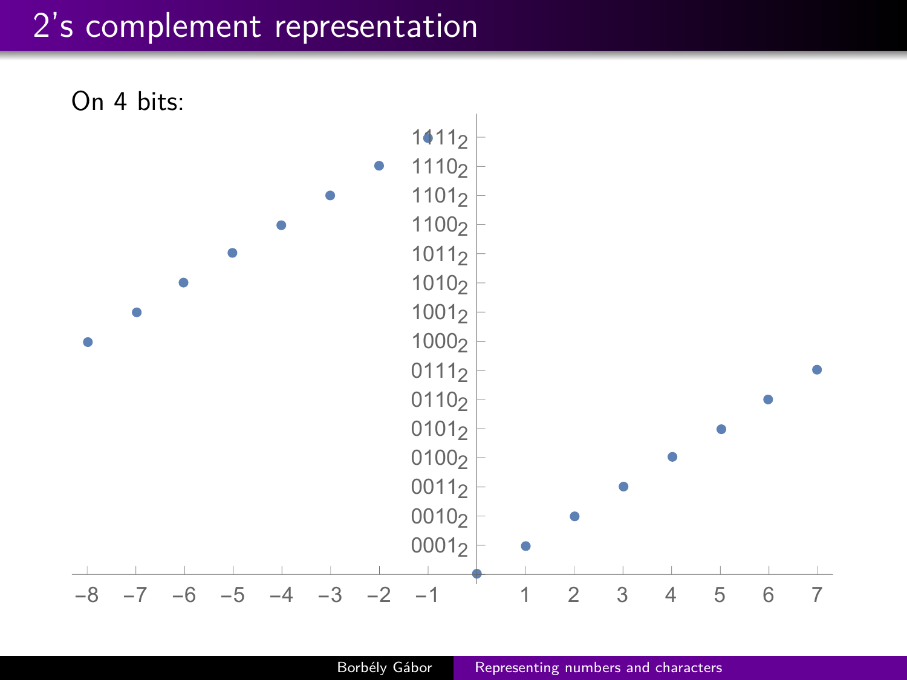# 2's complement representation

On 4 bits:

| Value | Representation |
|---|---|
| −8 | $1000_2$ |
| −7 | $1001_2$ |
| −6 | $1010_2$ |
| −5 | $1011_2$ |
| −4 | $1100_2$ |
| −3 | $1101_2$ |
| −2 | $1110_2$ |
| −1 | $1111_2$ |
| 0 | |
| 1 | $0001_2$ |
| 2 | $0010_2$ |
| 3 | $0011_2$ |
| 4 | $0100_2$ |
| 5 | $0101_2$ |
| 6 | $0110_2$ |
| 7 | $0111_2$ |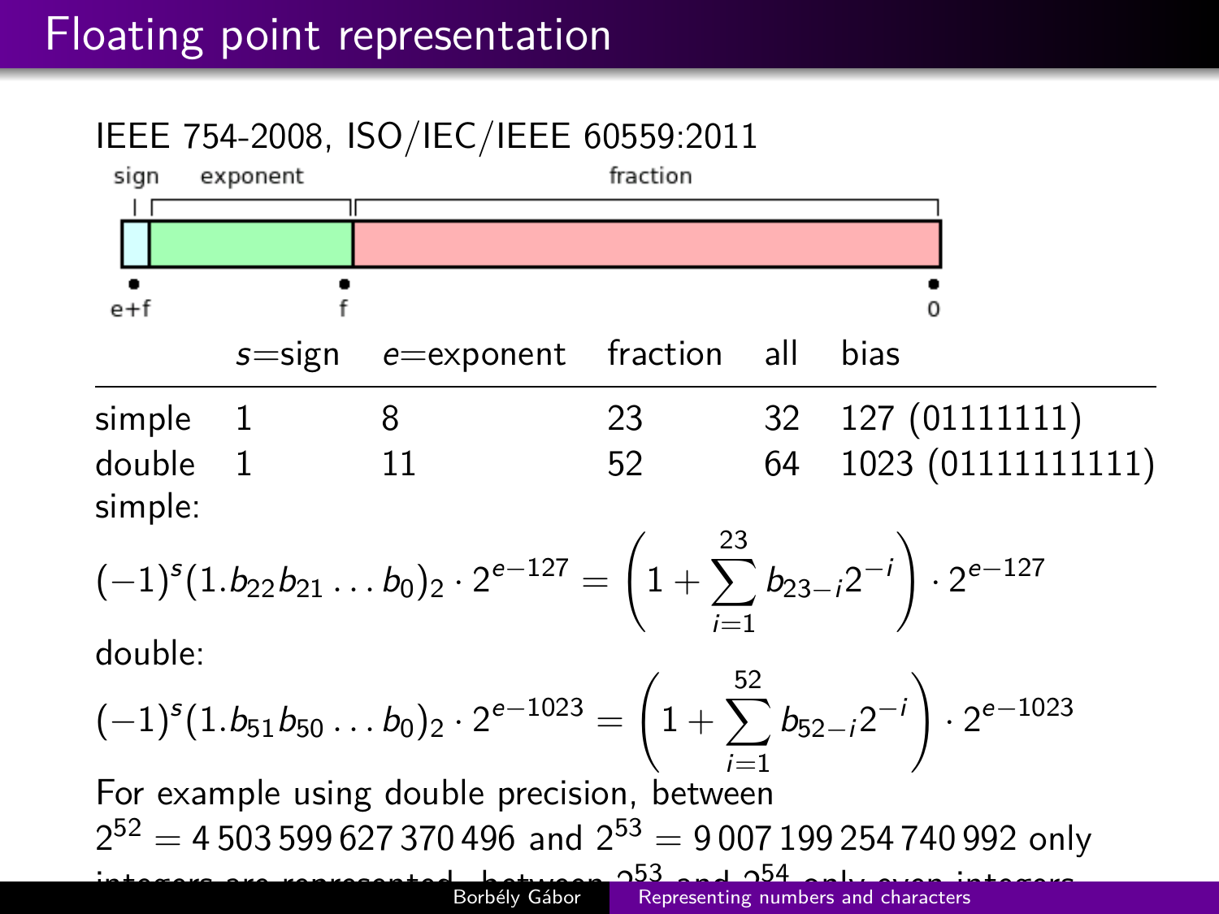# Floating point representation

IEEE 754-2008, ISO/IEC/IEEE 60559:2011

sign exponent fraction

e+f f 0

| | s=sign | e=exponent | fraction | all | bias |
|---|---|---|---|---|---|
| simple | 1 | 8 | 23 | 32 | 127 (01111111) |
| double | 1 | 11 | 52 | 64 | 1023 (01111111111) |

simple:

$$(-1)^s(1.b_{22}b_{21}\ldots b_0)_2 \cdot 2^{e-127} = \left(1 + \sum_{i=1}^{23} b_{23-i}2^{-i}\right) \cdot 2^{e-127}$$

double:

$$(-1)^s(1.b_{51}b_{50}\ldots b_0)_2 \cdot 2^{e-1023} = \left(1 + \sum_{i=1}^{52} b_{52-i}2^{-i}\right) \cdot 2^{e-1023}$$

For example using double precision, between $2^{52} = 4\,503\,599\,627\,370\,496$ and $2^{53} = 9\,007\,199\,254\,740\,992$ only integers are represented, between $2^{53}$ and $2^{54}$ only even integers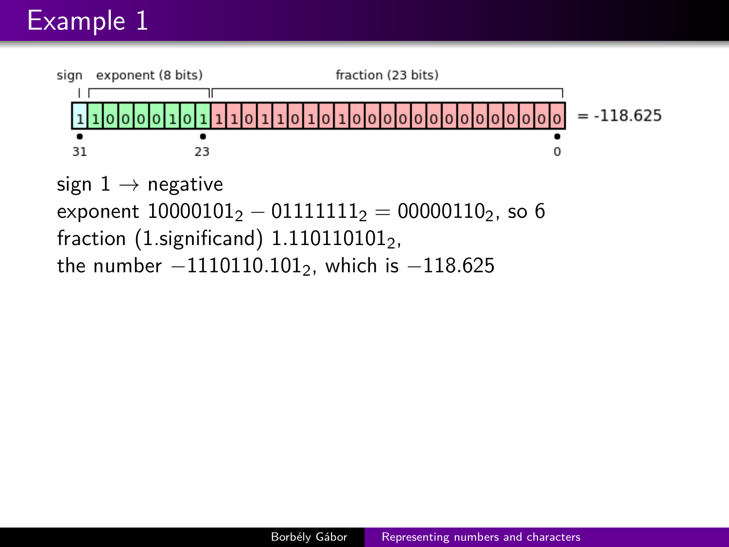# Example 1

| sign | exponent (8 bits) | fraction (23 bits) |
|---|---|---|
| 1 | 10000101 | 11011010100000000000000 |

= -118.625

(bit positions: 31, 23, 0)

sign 1 → negative

exponent $10000101_2 - 01111111_2 = 00000110_2$, so 6

fraction (1.significand) $1.110110101_2$,

the number $-1110110.101_2$, which is $-118.625$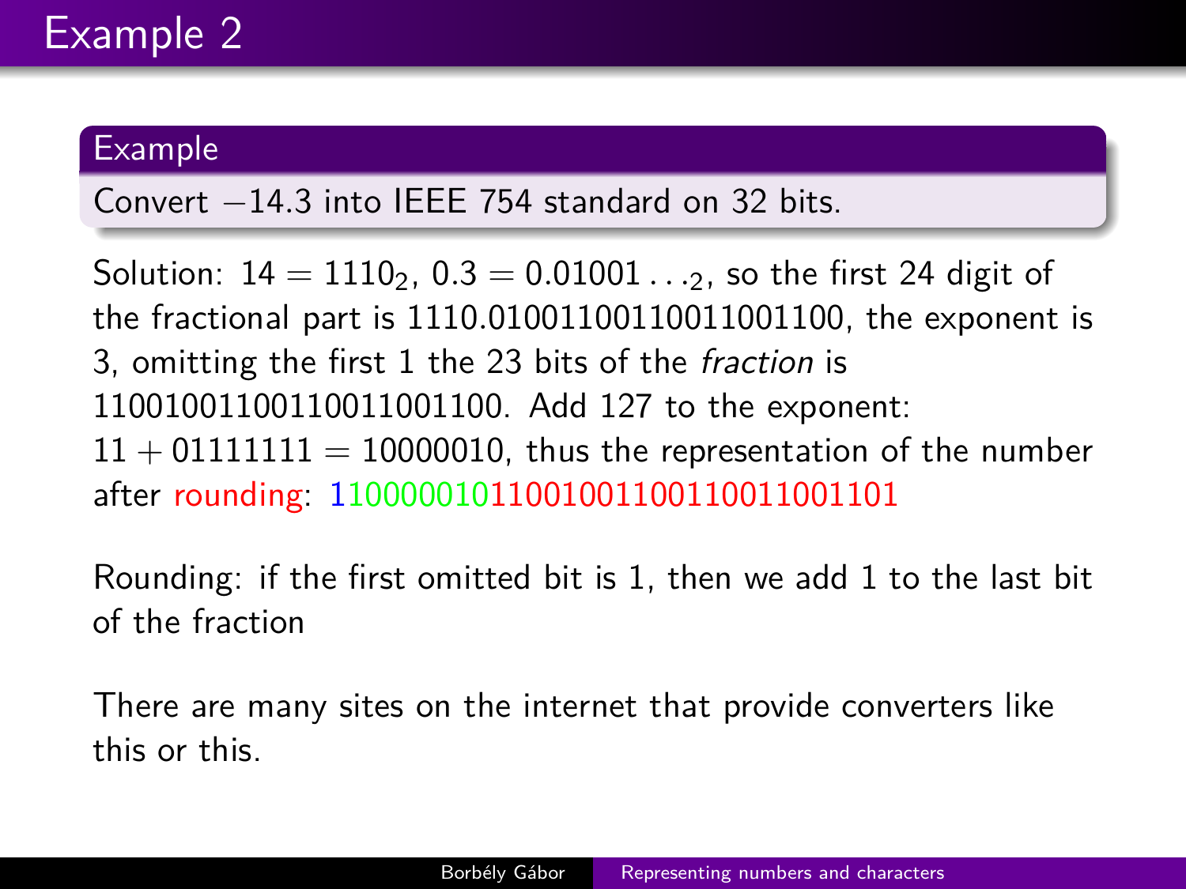# Example 2

**Example**

Convert $-14.3$ into IEEE 754 standard on 32 bits.

Solution: $14 = 1110_2$, $0.3 = 0.01001\ldots_2$, so the first 24 digit of the fractional part is 1110.01001100110011001100, the exponent is 3, omitting the first 1 the 23 bits of the *fraction* is 11001001100110011001100. Add 127 to the exponent: $11 + 01111111 = 10000010$, thus the representation of the number after rounding: 11000001011001001100110011001101

Rounding: if the first omitted bit is 1, then we add 1 to the last bit of the fraction

There are many sites on the internet that provide converters like this or this.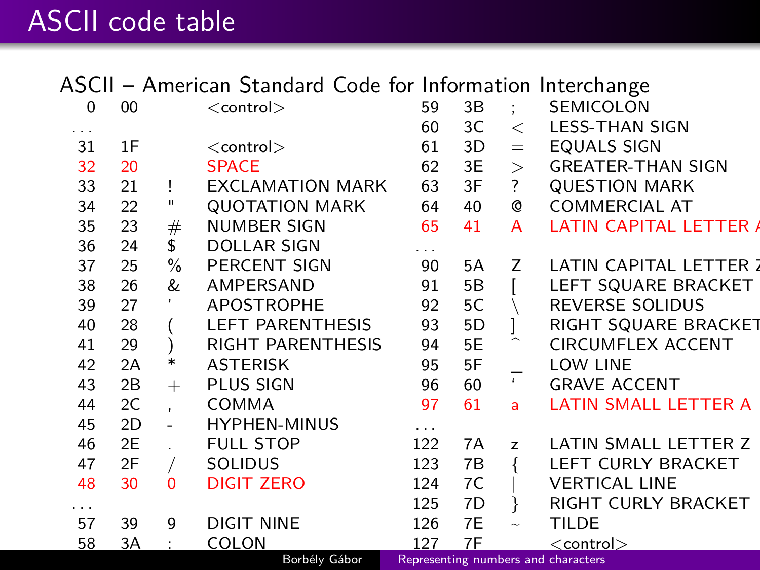# ASCII code table

ASCII – American Standard Code for Information Interchange

| Dec | Hex | Char | Name |
|---|---|---|---|
| 0 | 00 | | <control> |
| ... | | | |
| 31 | 1F | | <control> |
| 32 | 20 | | SPACE |
| 33 | 21 | ! | EXCLAMATION MARK |
| 34 | 22 | " | QUOTATION MARK |
| 35 | 23 | # | NUMBER SIGN |
| 36 | 24 | $ | DOLLAR SIGN |
| 37 | 25 | % | PERCENT SIGN |
| 38 | 26 | & | AMPERSAND |
| 39 | 27 | ' | APOSTROPHE |
| 40 | 28 | ( | LEFT PARENTHESIS |
| 41 | 29 | ) | RIGHT PARENTHESIS |
| 42 | 2A | * | ASTERISK |
| 43 | 2B | + | PLUS SIGN |
| 44 | 2C | , | COMMA |
| 45 | 2D | - | HYPHEN-MINUS |
| 46 | 2E | . | FULL STOP |
| 47 | 2F | / | SOLIDUS |
| 48 | 30 | 0 | DIGIT ZERO |
| ... | | | |
| 57 | 39 | 9 | DIGIT NINE |
| 58 | 3A | : | COLON |
| 59 | 3B | ; | SEMICOLON |
| 60 | 3C | < | LESS-THAN SIGN |
| 61 | 3D | = | EQUALS SIGN |
| 62 | 3E | > | GREATER-THAN SIGN |
| 63 | 3F | ? | QUESTION MARK |
| 64 | 40 | @ | COMMERCIAL AT |
| 65 | 41 | A | LATIN CAPITAL LETTER A |
| ... | | | |
| 90 | 5A | Z | LATIN CAPITAL LETTER Z |
| 91 | 5B | [ | LEFT SQUARE BRACKET |
| 92 | 5C | \ | REVERSE SOLIDUS |
| 93 | 5D | ] | RIGHT SQUARE BRACKET |
| 94 | 5E | ^ | CIRCUMFLEX ACCENT |
| 95 | 5F | _ | LOW LINE |
| 96 | 60 | ` | GRAVE ACCENT |
| 97 | 61 | a | LATIN SMALL LETTER A |
| ... | | | |
| 122 | 7A | z | LATIN SMALL LETTER Z |
| 123 | 7B | { | LEFT CURLY BRACKET |
| 124 | 7C | \| | VERTICAL LINE |
| 125 | 7D | } | RIGHT CURLY BRACKET |
| 126 | 7E | ~ | TILDE |
| 127 | 7F | | <control> |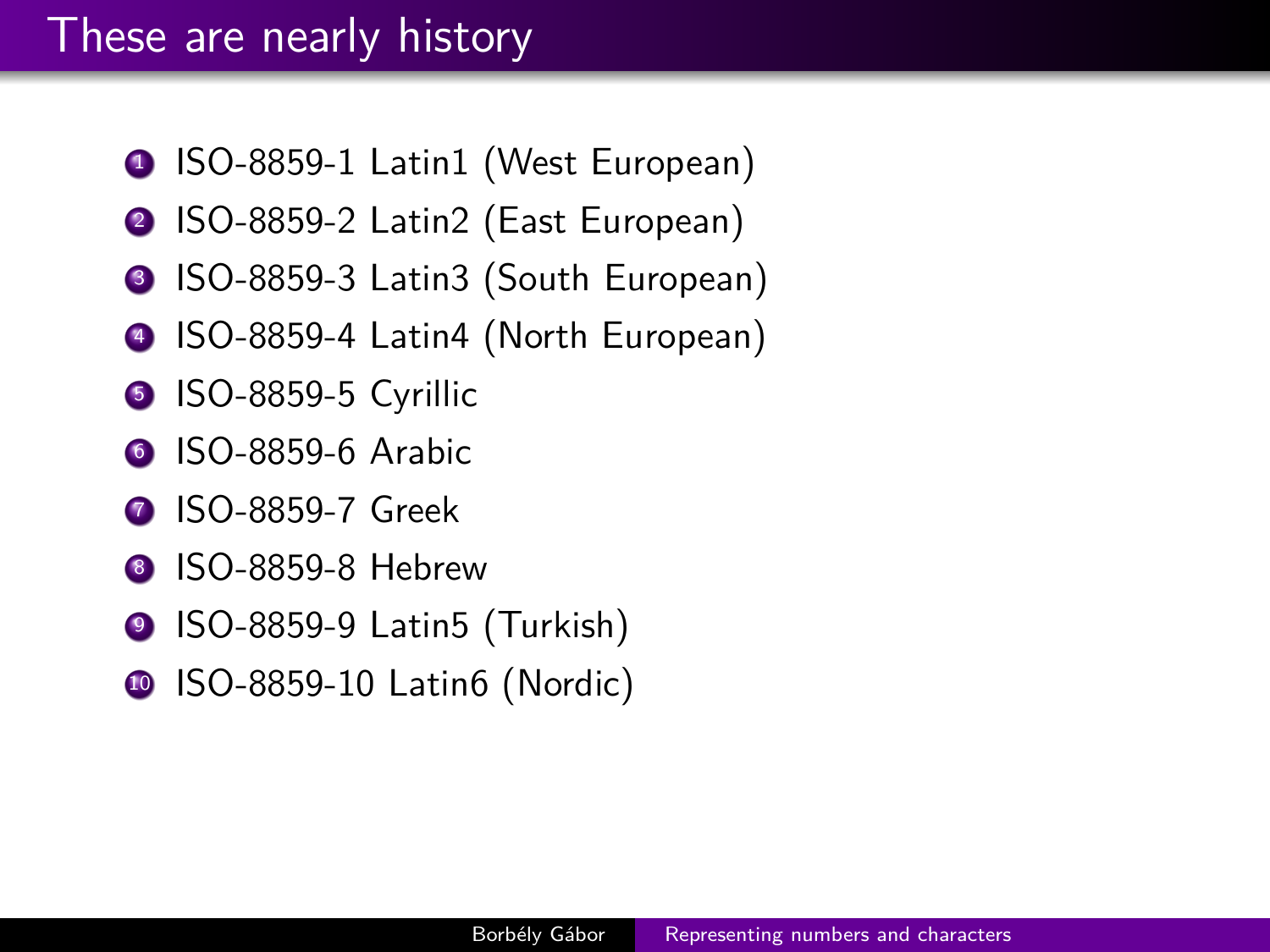# These are nearly history

1. ISO-8859-1 Latin1 (West European)
2. ISO-8859-2 Latin2 (East European)
3. ISO-8859-3 Latin3 (South European)
4. ISO-8859-4 Latin4 (North European)
5. ISO-8859-5 Cyrillic
6. ISO-8859-6 Arabic
7. ISO-8859-7 Greek
8. ISO-8859-8 Hebrew
9. ISO-8859-9 Latin5 (Turkish)
10. ISO-8859-10 Latin6 (Nordic)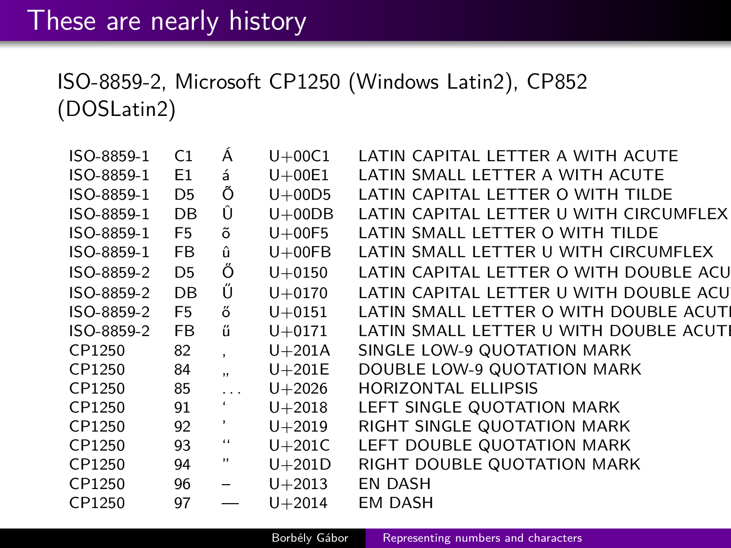# These are nearly history

ISO-8859-2, Microsoft CP1250 (Windows Latin2), CP852 (DOSLatin2)

| | | | | |
|---|---|---|---|---|
| ISO-8859-1 | C1 | Á | U+00C1 | LATIN CAPITAL LETTER A WITH ACUTE |
| ISO-8859-1 | E1 | á | U+00E1 | LATIN SMALL LETTER A WITH ACUTE |
| ISO-8859-1 | D5 | Õ | U+00D5 | LATIN CAPITAL LETTER O WITH TILDE |
| ISO-8859-1 | DB | Û | U+00DB | LATIN CAPITAL LETTER U WITH CIRCUMFLEX |
| ISO-8859-1 | F5 | õ | U+00F5 | LATIN SMALL LETTER O WITH TILDE |
| ISO-8859-1 | FB | û | U+00FB | LATIN SMALL LETTER U WITH CIRCUMFLEX |
| ISO-8859-2 | D5 | Ő | U+0150 | LATIN CAPITAL LETTER O WITH DOUBLE ACU |
| ISO-8859-2 | DB | Ű | U+0170 | LATIN CAPITAL LETTER U WITH DOUBLE ACU |
| ISO-8859-2 | F5 | ő | U+0151 | LATIN SMALL LETTER O WITH DOUBLE ACUT |
| ISO-8859-2 | FB | ű | U+0171 | LATIN SMALL LETTER U WITH DOUBLE ACUTE |
| CP1250 | 82 | ‚ | U+201A | SINGLE LOW-9 QUOTATION MARK |
| CP1250 | 84 | „ | U+201E | DOUBLE LOW-9 QUOTATION MARK |
| CP1250 | 85 | … | U+2026 | HORIZONTAL ELLIPSIS |
| CP1250 | 91 | ‘ | U+2018 | LEFT SINGLE QUOTATION MARK |
| CP1250 | 92 | ’ | U+2019 | RIGHT SINGLE QUOTATION MARK |
| CP1250 | 93 | “ | U+201C | LEFT DOUBLE QUOTATION MARK |
| CP1250 | 94 | ” | U+201D | RIGHT DOUBLE QUOTATION MARK |
| CP1250 | 96 | – | U+2013 | EN DASH |
| CP1250 | 97 | — | U+2014 | EM DASH |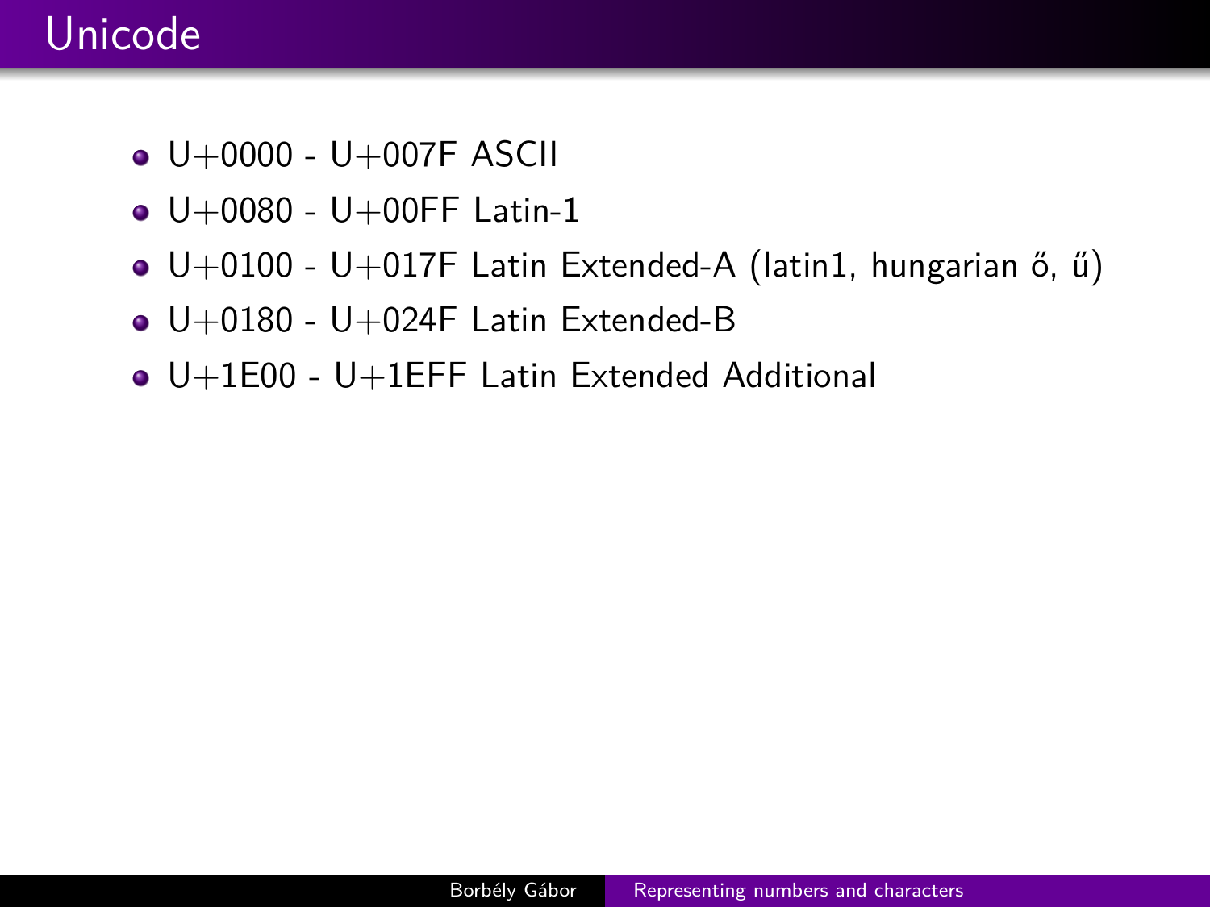# Unicode

- U+0000 - U+007F ASCII
- U+0080 - U+00FF Latin-1
- U+0100 - U+017F Latin Extended-A (latin1, hungarian ő, ű)
- U+0180 - U+024F Latin Extended-B
- U+1E00 - U+1EFF Latin Extended Additional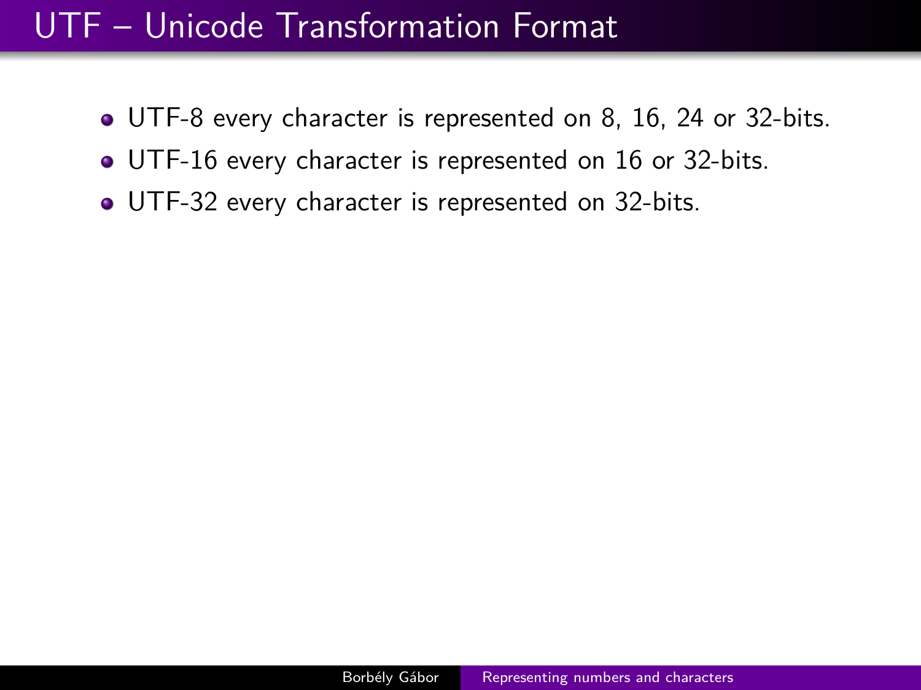# UTF – Unicode Transformation Format

- UTF-8 every character is represented on 8, 16, 24 or 32-bits.
- UTF-16 every character is represented on 16 or 32-bits.
- UTF-32 every character is represented on 32-bits.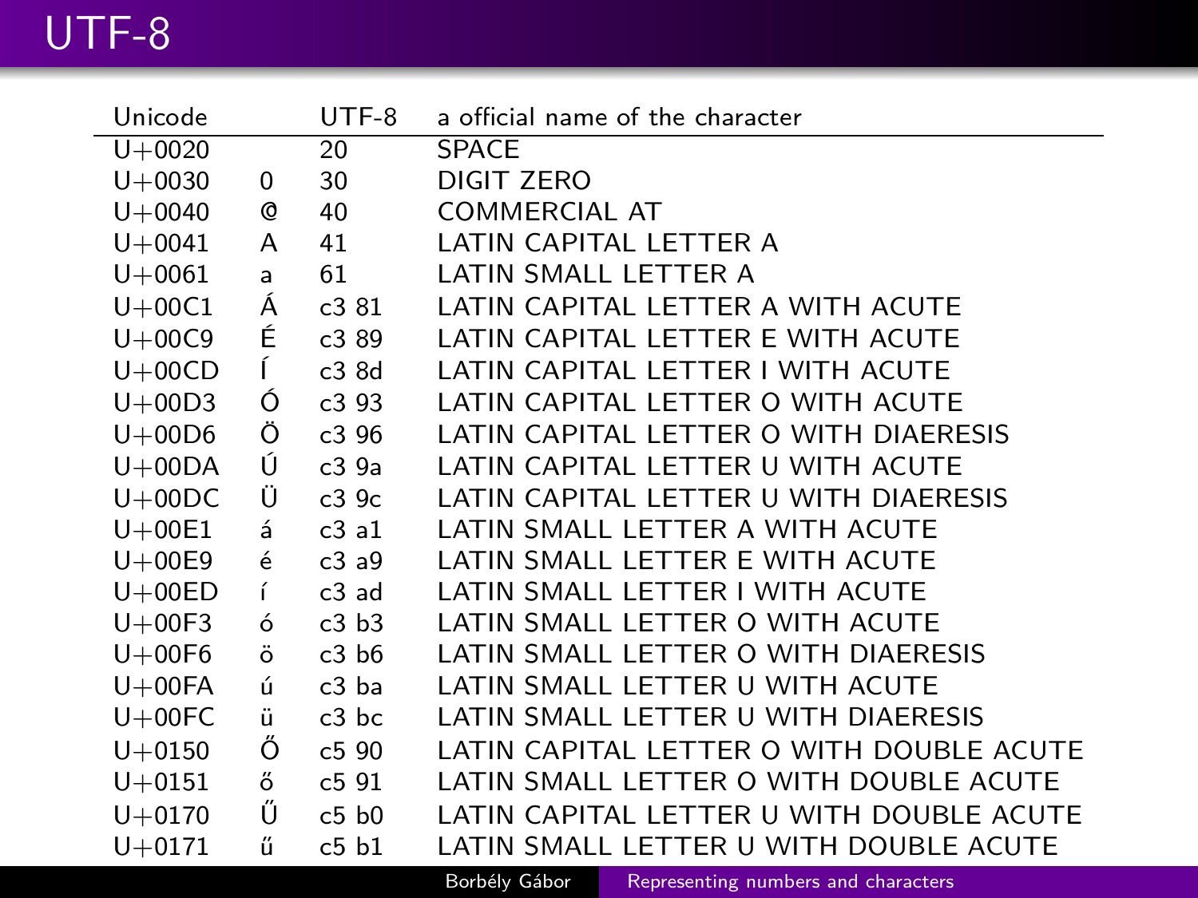# UTF-8

| Unicode | | UTF-8 | a official name of the character |
|---|---|---|---|
| U+0020 | | 20 | SPACE |
| U+0030 | 0 | 30 | DIGIT ZERO |
| U+0040 | @ | 40 | COMMERCIAL AT |
| U+0041 | A | 41 | LATIN CAPITAL LETTER A |
| U+0061 | a | 61 | LATIN SMALL LETTER A |
| U+00C1 | Á | c3 81 | LATIN CAPITAL LETTER A WITH ACUTE |
| U+00C9 | É | c3 89 | LATIN CAPITAL LETTER E WITH ACUTE |
| U+00CD | Í | c3 8d | LATIN CAPITAL LETTER I WITH ACUTE |
| U+00D3 | Ó | c3 93 | LATIN CAPITAL LETTER O WITH ACUTE |
| U+00D6 | Ö | c3 96 | LATIN CAPITAL LETTER O WITH DIAERESIS |
| U+00DA | Ú | c3 9a | LATIN CAPITAL LETTER U WITH ACUTE |
| U+00DC | Ü | c3 9c | LATIN CAPITAL LETTER U WITH DIAERESIS |
| U+00E1 | á | c3 a1 | LATIN SMALL LETTER A WITH ACUTE |
| U+00E9 | é | c3 a9 | LATIN SMALL LETTER E WITH ACUTE |
| U+00ED | í | c3 ad | LATIN SMALL LETTER I WITH ACUTE |
| U+00F3 | ó | c3 b3 | LATIN SMALL LETTER O WITH ACUTE |
| U+00F6 | ö | c3 b6 | LATIN SMALL LETTER O WITH DIAERESIS |
| U+00FA | ú | c3 ba | LATIN SMALL LETTER U WITH ACUTE |
| U+00FC | ü | c3 bc | LATIN SMALL LETTER U WITH DIAERESIS |
| U+0150 | Ő | c5 90 | LATIN CAPITAL LETTER O WITH DOUBLE ACUTE |
| U+0151 | ő | c5 91 | LATIN SMALL LETTER O WITH DOUBLE ACUTE |
| U+0170 | Ű | c5 b0 | LATIN CAPITAL LETTER U WITH DOUBLE ACUTE |
| U+0171 | ű | c5 b1 | LATIN SMALL LETTER U WITH DOUBLE ACUTE |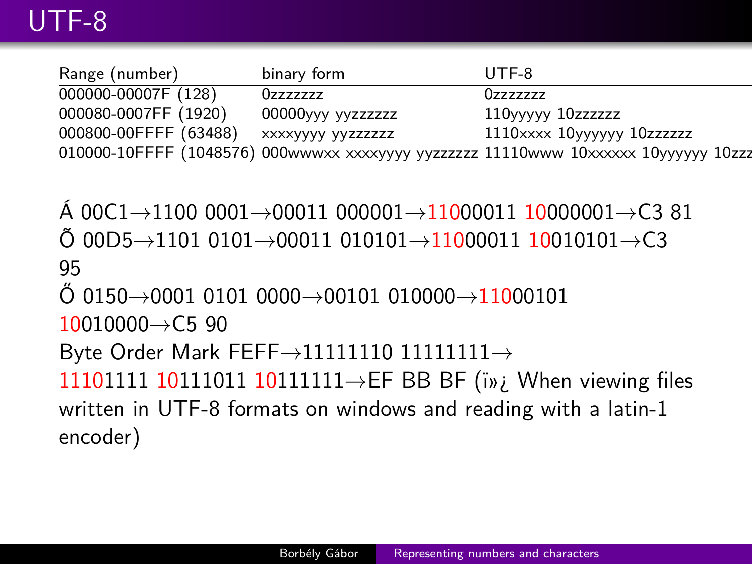# UTF-8

| Range (number) | binary form | UTF-8 |
|---|---|---|
| 000000-00007F (128) | 0zzzzzzz | 0zzzzzzz |
| 000080-0007FF (1920) | 00000yyy yyzzzzzz | 110yyyyy 10zzzzzz |
| 000800-00FFFF (63488) | xxxxyyyy yyzzzzzz | 1110xxxx 10yyyyyy 10zzzzzz |
| 010000-10FFFF (1048576) | 000wwwxx xxxxyyyy yyzzzzzz | 11110www 10xxxxxx 10yyyyyy 10zzz |

Á 00C1→1100 0001→00011 000001→11000011 10000001→C3 81
Õ 00D5→1101 0101→00011 010101→11000011 10010101→C3 95
Ő 0150→0001 0101 0000→00101 010000→11000101 10010000→C5 90
Byte Order Mark FEFF→11111110 11111111→ 11101111 10111011 10111111→EF BB BF (ï»¿ When viewing files written in UTF-8 formats on windows and reading with a latin-1 encoder)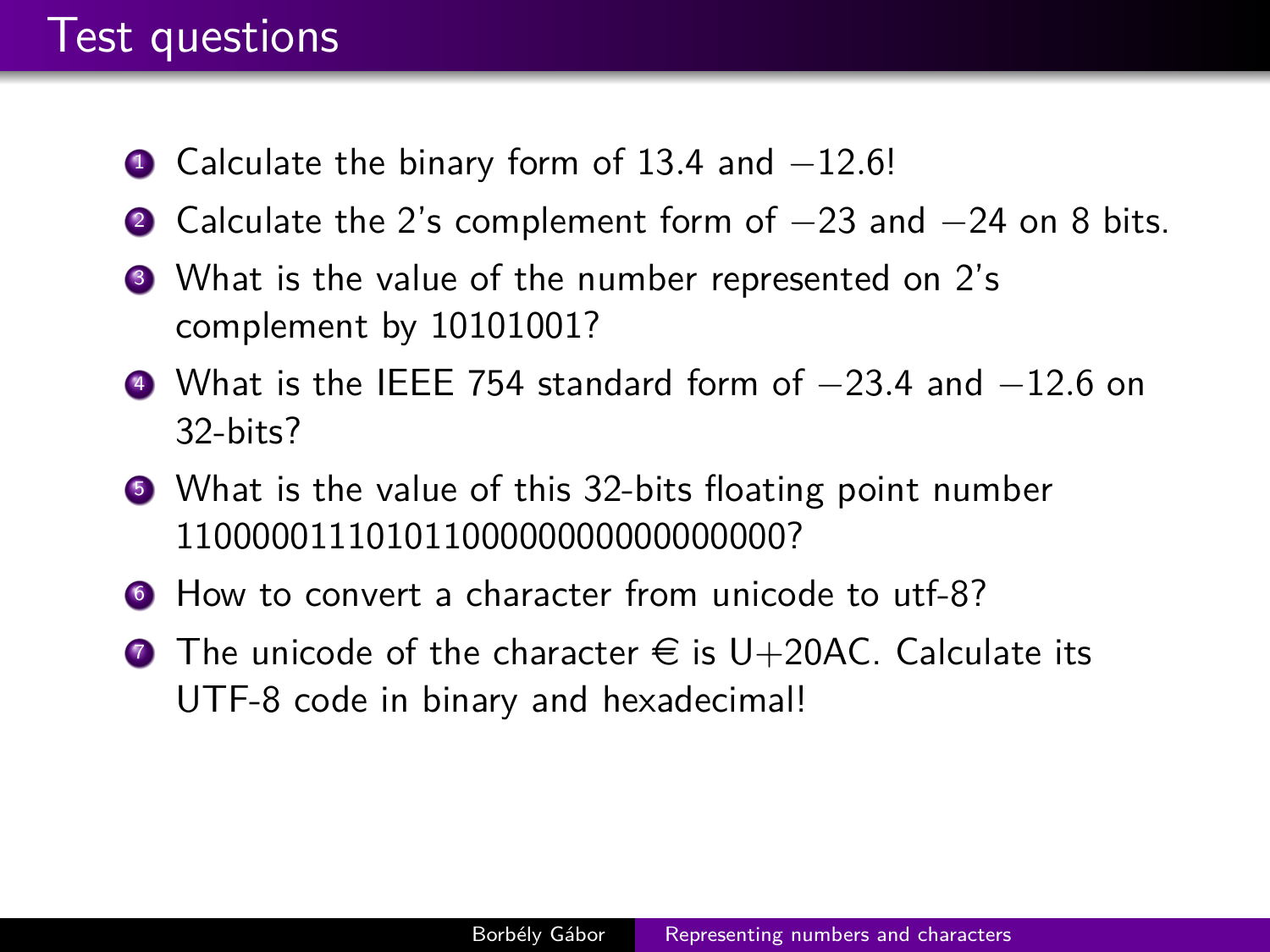# Test questions

1. Calculate the binary form of 13.4 and $-12.6$!
2. Calculate the 2's complement form of $-23$ and $-24$ on 8 bits.
3. What is the value of the number represented on 2's complement by 10101001?
4. What is the IEEE 754 standard form of $-23.4$ and $-12.6$ on 32-bits?
5. What is the value of this 32-bits floating point number 11000001110101100000000000000000?
6. How to convert a character from unicode to utf-8?
7. The unicode of the character € is U+20AC. Calculate its UTF-8 code in binary and hexadecimal!